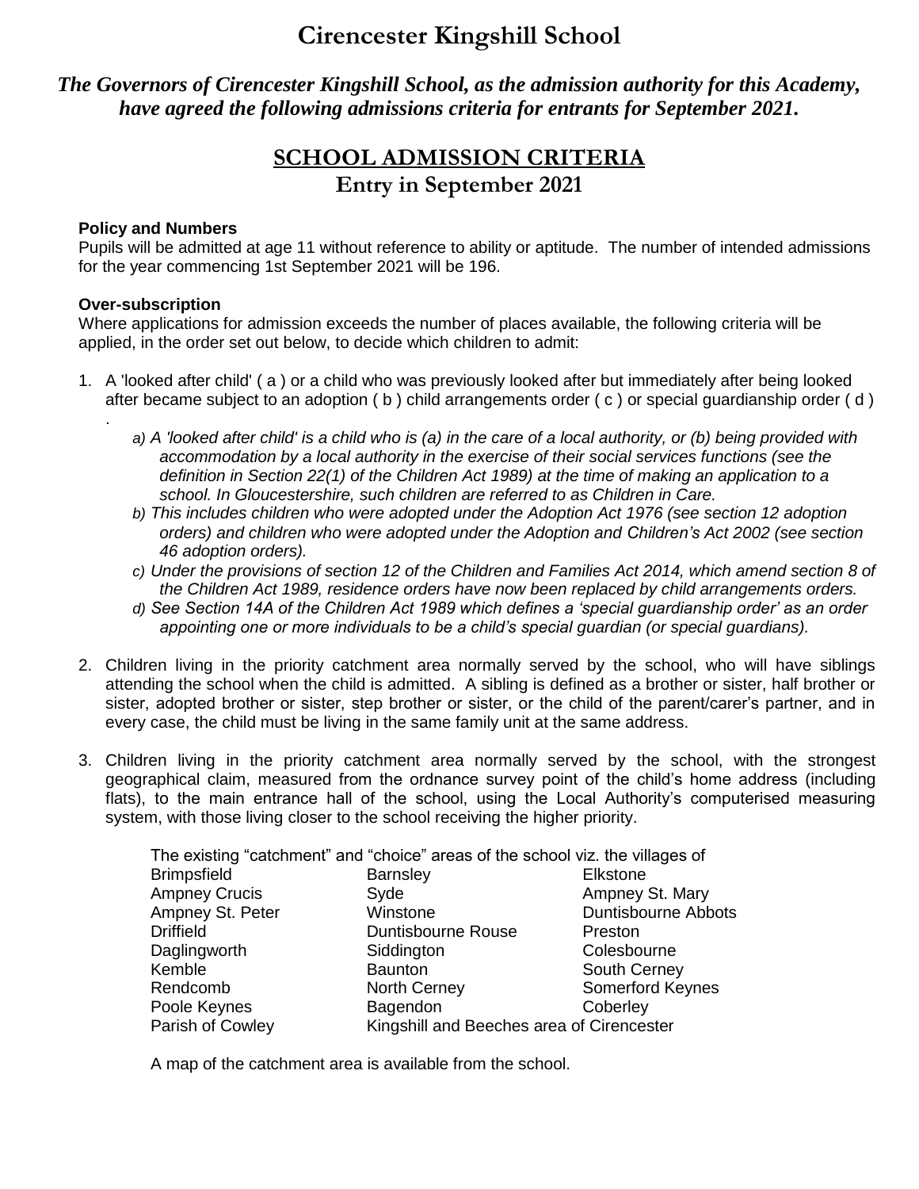# Cirencester Kingshill School

***The Governors of Cirencester Kingshill School, as the admission authority for this Academy, have agreed the following admissions criteria for entrants for September 2021.***

## SCHOOL ADMISSION CRITERIA

### Entry in September 2021

**Policy and Numbers**
Pupils will be admitted at age 11 without reference to ability or aptitude. The number of intended admissions for the year commencing 1st September 2021 will be 196.

**Over-subscription**
Where applications for admission exceeds the number of places available, the following criteria will be applied, in the order set out below, to decide which children to admit:

1. A 'looked after child' ( a ) or a child who was previously looked after but immediately after being looked after became subject to an adoption ( b ) child arrangements order ( c ) or special guardianship order ( d ) .
   - *a) A 'looked after child' is a child who is (a) in the care of a local authority, or (b) being provided with accommodation by a local authority in the exercise of their social services functions (see the definition in Section 22(1) of the Children Act 1989) at the time of making an application to a school. In Gloucestershire, such children are referred to as Children in Care.*
   - *b) This includes children who were adopted under the Adoption Act 1976 (see section 12 adoption orders) and children who were adopted under the Adoption and Children's Act 2002 (see section 46 adoption orders).*
   - *c) Under the provisions of section 12 of the Children and Families Act 2014, which amend section 8 of the Children Act 1989, residence orders have now been replaced by child arrangements orders.*
   - *d) See Section 14A of the Children Act 1989 which defines a 'special guardianship order' as an order appointing one or more individuals to be a child's special guardian (or special guardians).*

2. Children living in the priority catchment area normally served by the school, who will have siblings attending the school when the child is admitted. A sibling is defined as a brother or sister, half brother or sister, adopted brother or sister, step brother or sister, or the child of the parent/carer's partner, and in every case, the child must be living in the same family unit at the same address.

3. Children living in the priority catchment area normally served by the school, with the strongest geographical claim, measured from the ordnance survey point of the child's home address (including flats), to the main entrance hall of the school, using the Local Authority's computerised measuring system, with those living closer to the school receiving the higher priority.

   The existing "catchment" and "choice" areas of the school viz. the villages of

   | | | |
   |---|---|---|
   | Brimpsfield | Barnsley | Elkstone |
   | Ampney Crucis | Syde | Ampney St. Mary |
   | Ampney St. Peter | Winstone | Duntisbourne Abbots |
   | Driffield | Duntisbourne Rouse | Preston |
   | Daglingworth | Siddington | Colesbourne |
   | Kemble | Baunton | South Cerney |
   | Rendcomb | North Cerney | Somerford Keynes |
   | Poole Keynes | Bagendon | Coberley |
   | Parish of Cowley | Kingshill and Beeches area of Cirencester | |

   A map of the catchment area is available from the school.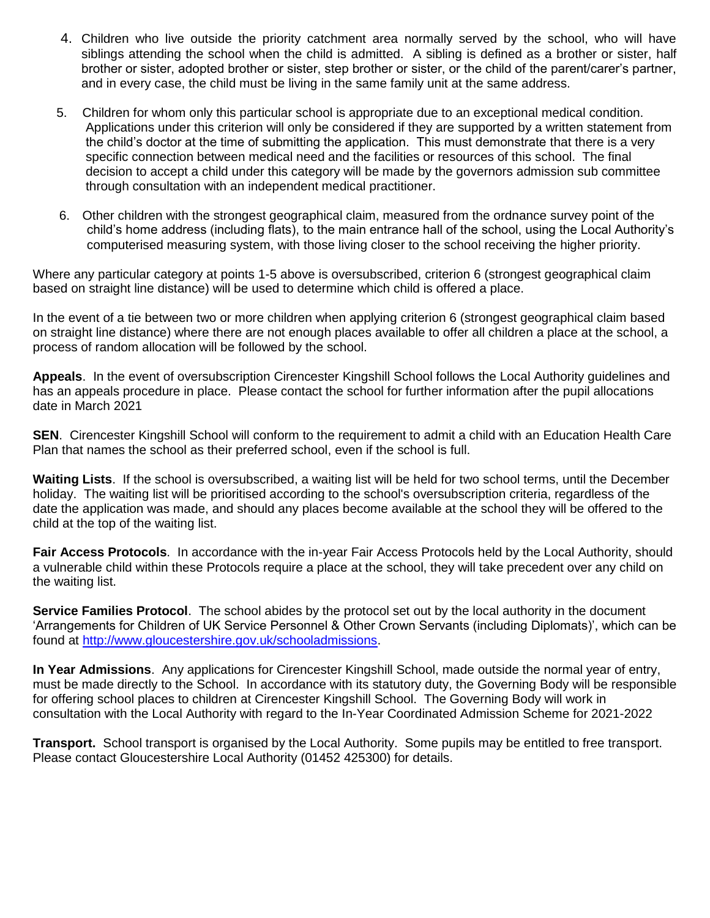4. Children who live outside the priority catchment area normally served by the school, who will have siblings attending the school when the child is admitted. A sibling is defined as a brother or sister, half brother or sister, adopted brother or sister, step brother or sister, or the child of the parent/carer's partner, and in every case, the child must be living in the same family unit at the same address.

5. Children for whom only this particular school is appropriate due to an exceptional medical condition. Applications under this criterion will only be considered if they are supported by a written statement from the child's doctor at the time of submitting the application. This must demonstrate that there is a very specific connection between medical need and the facilities or resources of this school. The final decision to accept a child under this category will be made by the governors admission sub committee through consultation with an independent medical practitioner.

6. Other children with the strongest geographical claim, measured from the ordnance survey point of the child's home address (including flats), to the main entrance hall of the school, using the Local Authority's computerised measuring system, with those living closer to the school receiving the higher priority.

Where any particular category at points 1-5 above is oversubscribed, criterion 6 (strongest geographical claim based on straight line distance) will be used to determine which child is offered a place.

In the event of a tie between two or more children when applying criterion 6 (strongest geographical claim based on straight line distance) where there are not enough places available to offer all children a place at the school, a process of random allocation will be followed by the school.

**Appeals**. In the event of oversubscription Cirencester Kingshill School follows the Local Authority guidelines and has an appeals procedure in place. Please contact the school for further information after the pupil allocations date in March 2021

**SEN**. Cirencester Kingshill School will conform to the requirement to admit a child with an Education Health Care Plan that names the school as their preferred school, even if the school is full.

**Waiting Lists**. If the school is oversubscribed, a waiting list will be held for two school terms, until the December holiday. The waiting list will be prioritised according to the school's oversubscription criteria, regardless of the date the application was made, and should any places become available at the school they will be offered to the child at the top of the waiting list.

**Fair Access Protocols**. In accordance with the in-year Fair Access Protocols held by the Local Authority, should a vulnerable child within these Protocols require a place at the school, they will take precedent over any child on the waiting list.

**Service Families Protocol**. The school abides by the protocol set out by the local authority in the document 'Arrangements for Children of UK Service Personnel & Other Crown Servants (including Diplomats)', which can be found at [http://www.gloucestershire.gov.uk/schooladmissions](http://www.gloucestershire.gov.uk/schooladmissions).

**In Year Admissions**. Any applications for Cirencester Kingshill School, made outside the normal year of entry, must be made directly to the School. In accordance with its statutory duty, the Governing Body will be responsible for offering school places to children at Cirencester Kingshill School. The Governing Body will work in consultation with the Local Authority with regard to the In-Year Coordinated Admission Scheme for 2021-2022

**Transport.** School transport is organised by the Local Authority. Some pupils may be entitled to free transport. Please contact Gloucestershire Local Authority (01452 425300) for details.